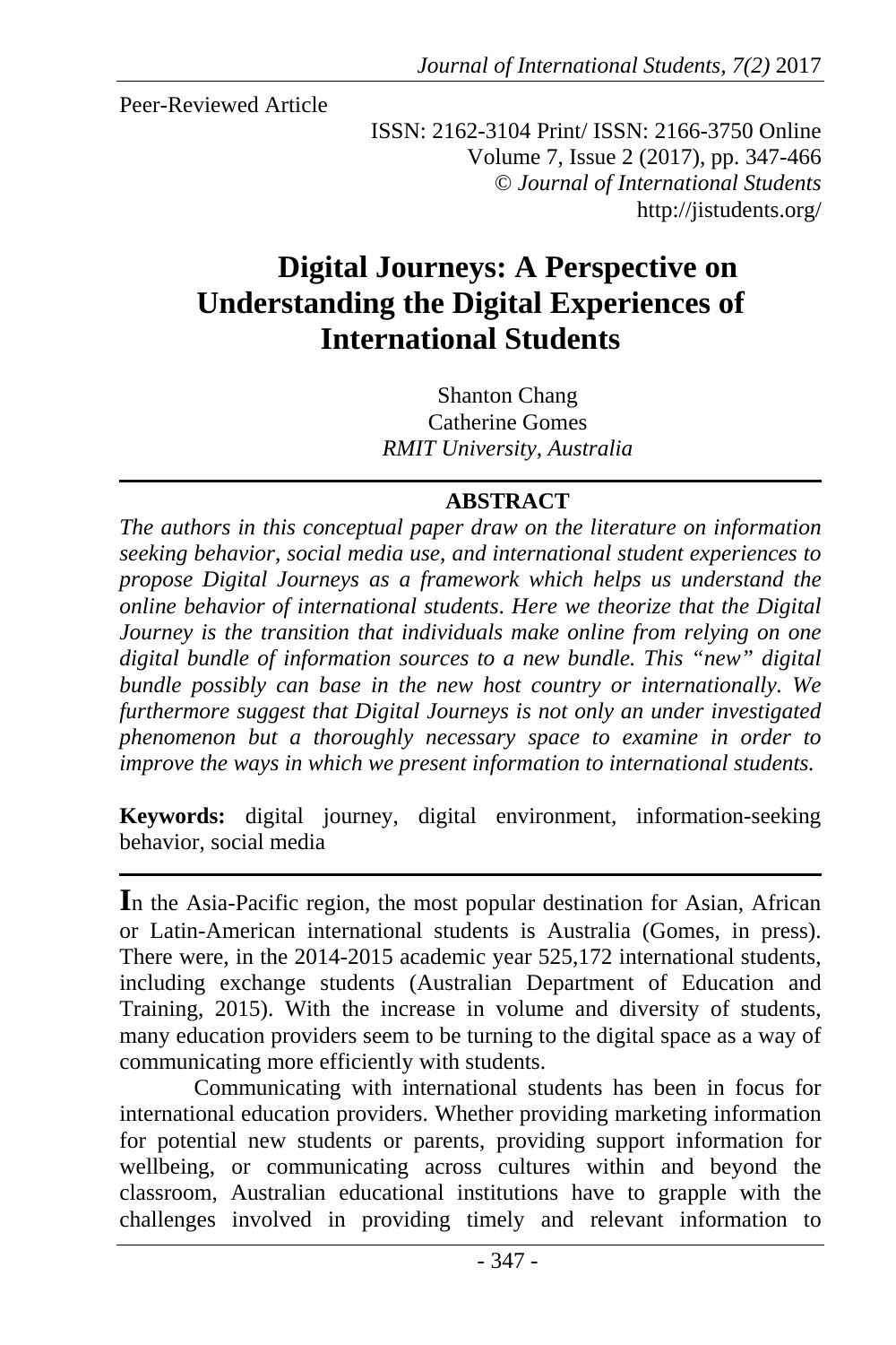Peer-Reviewed Article

ISSN: 2162-3104 Print/ ISSN: 2166-3750 Online
Volume 7, Issue 2 (2017), pp. 347-466
© *Journal of International Students*
http://jistudents.org/

# Digital Journeys: A Perspective on Understanding the Digital Experiences of International Students

Shanton Chang
Catherine Gomes
*RMIT University, Australia*

## ABSTRACT

*The authors in this conceptual paper draw on the literature on information seeking behavior, social media use, and international student experiences to propose Digital Journeys as a framework which helps us understand the online behavior of international students. Here we theorize that the Digital Journey is the transition that individuals make online from relying on one digital bundle of information sources to a new bundle. This "new" digital bundle possibly can base in the new host country or internationally. We furthermore suggest that Digital Journeys is not only an under investigated phenomenon but a thoroughly necessary space to examine in order to improve the ways in which we present information to international students.*

**Keywords:** digital journey, digital environment, information-seeking behavior, social media

In the Asia-Pacific region, the most popular destination for Asian, African or Latin-American international students is Australia (Gomes, in press). There were, in the 2014-2015 academic year 525,172 international students, including exchange students (Australian Department of Education and Training, 2015). With the increase in volume and diversity of students, many education providers seem to be turning to the digital space as a way of communicating more efficiently with students.

Communicating with international students has been in focus for international education providers. Whether providing marketing information for potential new students or parents, providing support information for wellbeing, or communicating across cultures within and beyond the classroom, Australian educational institutions have to grapple with the challenges involved in providing timely and relevant information to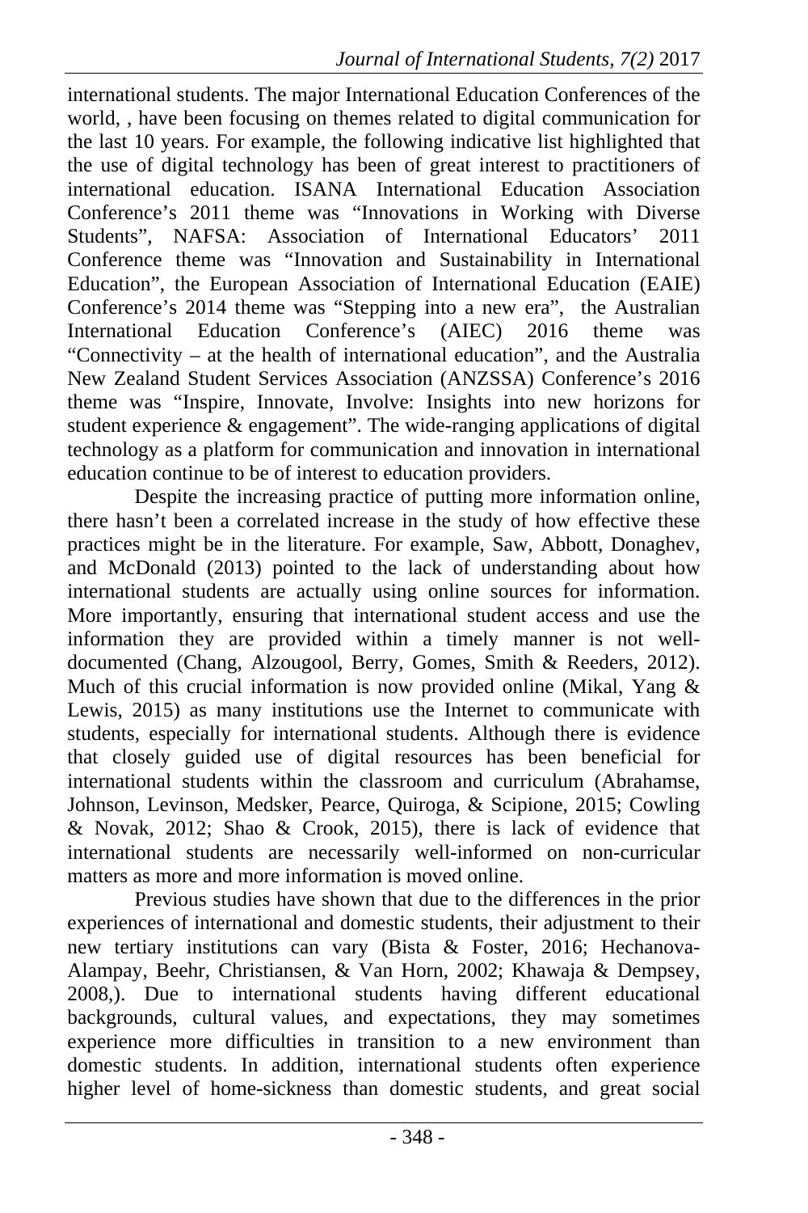international students. The major International Education Conferences of the world, , have been focusing on themes related to digital communication for the last 10 years. For example, the following indicative list highlighted that the use of digital technology has been of great interest to practitioners of international education. ISANA International Education Association Conference's 2011 theme was "Innovations in Working with Diverse Students", NAFSA: Association of International Educators' 2011 Conference theme was "Innovation and Sustainability in International Education", the European Association of International Education (EAIE) Conference's 2014 theme was "Stepping into a new era", the Australian International Education Conference's (AIEC) 2016 theme was "Connectivity – at the health of international education", and the Australia New Zealand Student Services Association (ANZSSA) Conference's 2016 theme was "Inspire, Innovate, Involve: Insights into new horizons for student experience & engagement". The wide-ranging applications of digital technology as a platform for communication and innovation in international education continue to be of interest to education providers.

Despite the increasing practice of putting more information online, there hasn't been a correlated increase in the study of how effective these practices might be in the literature. For example, Saw, Abbott, Donaghev, and McDonald (2013) pointed to the lack of understanding about how international students are actually using online sources for information. More importantly, ensuring that international student access and use the information they are provided within a timely manner is not well-documented (Chang, Alzougool, Berry, Gomes, Smith & Reeders, 2012). Much of this crucial information is now provided online (Mikal, Yang & Lewis, 2015) as many institutions use the Internet to communicate with students, especially for international students. Although there is evidence that closely guided use of digital resources has been beneficial for international students within the classroom and curriculum (Abrahamse, Johnson, Levinson, Medsker, Pearce, Quiroga, & Scipione, 2015; Cowling & Novak, 2012; Shao & Crook, 2015), there is lack of evidence that international students are necessarily well-informed on non-curricular matters as more and more information is moved online.

Previous studies have shown that due to the differences in the prior experiences of international and domestic students, their adjustment to their new tertiary institutions can vary (Bista & Foster, 2016; Hechanova-Alampay, Beehr, Christiansen, & Van Horn, 2002; Khawaja & Dempsey, 2008,). Due to international students having different educational backgrounds, cultural values, and expectations, they may sometimes experience more difficulties in transition to a new environment than domestic students. In addition, international students often experience higher level of home-sickness than domestic students, and great social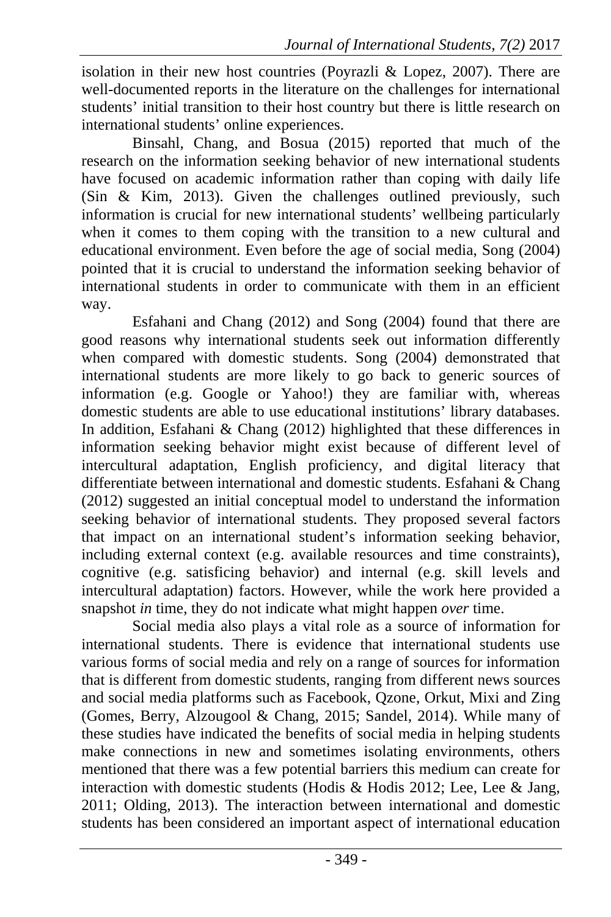isolation in their new host countries (Poyrazli & Lopez, 2007). There are well-documented reports in the literature on the challenges for international students' initial transition to their host country but there is little research on international students' online experiences.

Binsahl, Chang, and Bosua (2015) reported that much of the research on the information seeking behavior of new international students have focused on academic information rather than coping with daily life (Sin & Kim, 2013). Given the challenges outlined previously, such information is crucial for new international students' wellbeing particularly when it comes to them coping with the transition to a new cultural and educational environment. Even before the age of social media, Song (2004) pointed that it is crucial to understand the information seeking behavior of international students in order to communicate with them in an efficient way.

Esfahani and Chang (2012) and Song (2004) found that there are good reasons why international students seek out information differently when compared with domestic students. Song (2004) demonstrated that international students are more likely to go back to generic sources of information (e.g. Google or Yahoo!) they are familiar with, whereas domestic students are able to use educational institutions' library databases. In addition, Esfahani & Chang (2012) highlighted that these differences in information seeking behavior might exist because of different level of intercultural adaptation, English proficiency, and digital literacy that differentiate between international and domestic students. Esfahani & Chang (2012) suggested an initial conceptual model to understand the information seeking behavior of international students. They proposed several factors that impact on an international student's information seeking behavior, including external context (e.g. available resources and time constraints), cognitive (e.g. satisficing behavior) and internal (e.g. skill levels and intercultural adaptation) factors. However, while the work here provided a snapshot *in* time, they do not indicate what might happen *over* time.

Social media also plays a vital role as a source of information for international students. There is evidence that international students use various forms of social media and rely on a range of sources for information that is different from domestic students, ranging from different news sources and social media platforms such as Facebook, Qzone, Orkut, Mixi and Zing (Gomes, Berry, Alzougool & Chang, 2015; Sandel, 2014). While many of these studies have indicated the benefits of social media in helping students make connections in new and sometimes isolating environments, others mentioned that there was a few potential barriers this medium can create for interaction with domestic students (Hodis & Hodis 2012; Lee, Lee & Jang, 2011; Olding, 2013). The interaction between international and domestic students has been considered an important aspect of international education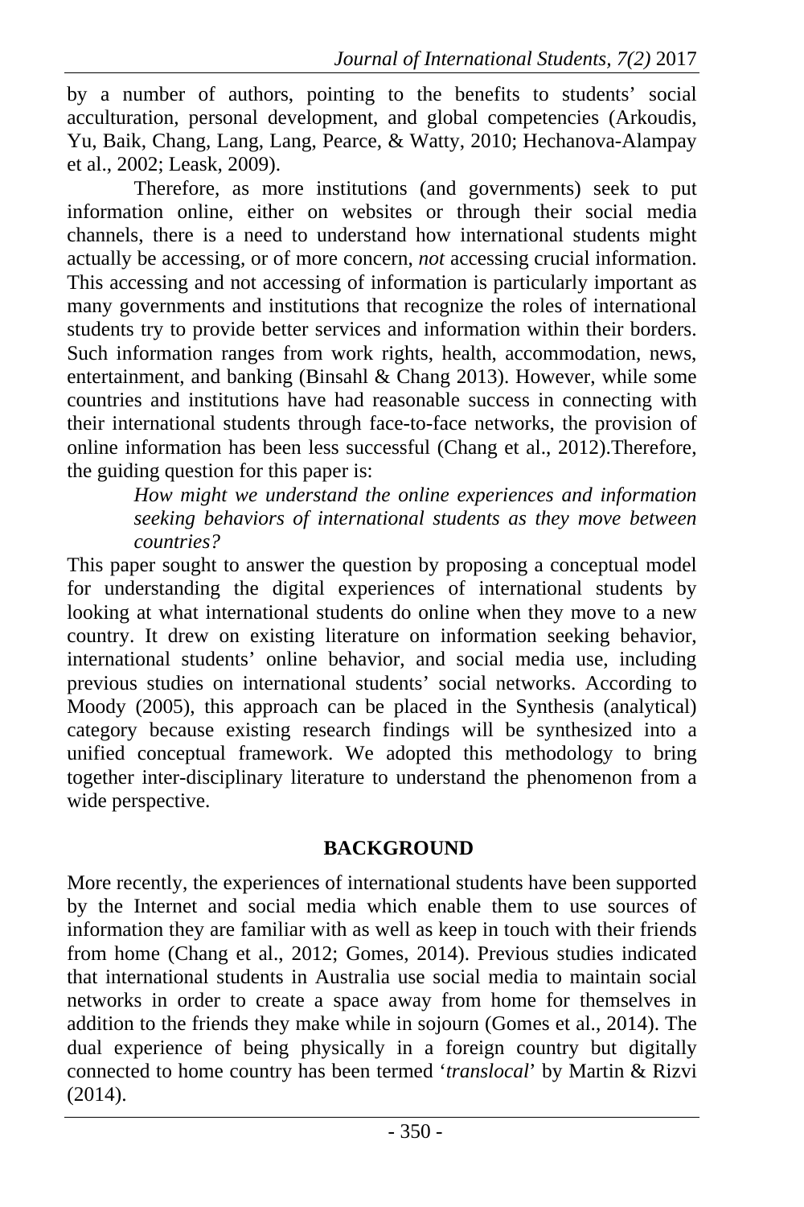by a number of authors, pointing to the benefits to students' social acculturation, personal development, and global competencies (Arkoudis, Yu, Baik, Chang, Lang, Lang, Pearce, & Watty, 2010; Hechanova-Alampay et al., 2002; Leask, 2009).

Therefore, as more institutions (and governments) seek to put information online, either on websites or through their social media channels, there is a need to understand how international students might actually be accessing, or of more concern, *not* accessing crucial information. This accessing and not accessing of information is particularly important as many governments and institutions that recognize the roles of international students try to provide better services and information within their borders. Such information ranges from work rights, health, accommodation, news, entertainment, and banking (Binsahl & Chang 2013). However, while some countries and institutions have had reasonable success in connecting with their international students through face-to-face networks, the provision of online information has been less successful (Chang et al., 2012).Therefore, the guiding question for this paper is:

> *How might we understand the online experiences and information seeking behaviors of international students as they move between countries?*

This paper sought to answer the question by proposing a conceptual model for understanding the digital experiences of international students by looking at what international students do online when they move to a new country. It drew on existing literature on information seeking behavior, international students' online behavior, and social media use, including previous studies on international students' social networks. According to Moody (2005), this approach can be placed in the Synthesis (analytical) category because existing research findings will be synthesized into a unified conceptual framework. We adopted this methodology to bring together inter-disciplinary literature to understand the phenomenon from a wide perspective.

## BACKGROUND

More recently, the experiences of international students have been supported by the Internet and social media which enable them to use sources of information they are familiar with as well as keep in touch with their friends from home (Chang et al., 2012; Gomes, 2014). Previous studies indicated that international students in Australia use social media to maintain social networks in order to create a space away from home for themselves in addition to the friends they make while in sojourn (Gomes et al., 2014). The dual experience of being physically in a foreign country but digitally connected to home country has been termed '*translocal*' by Martin & Rizvi (2014).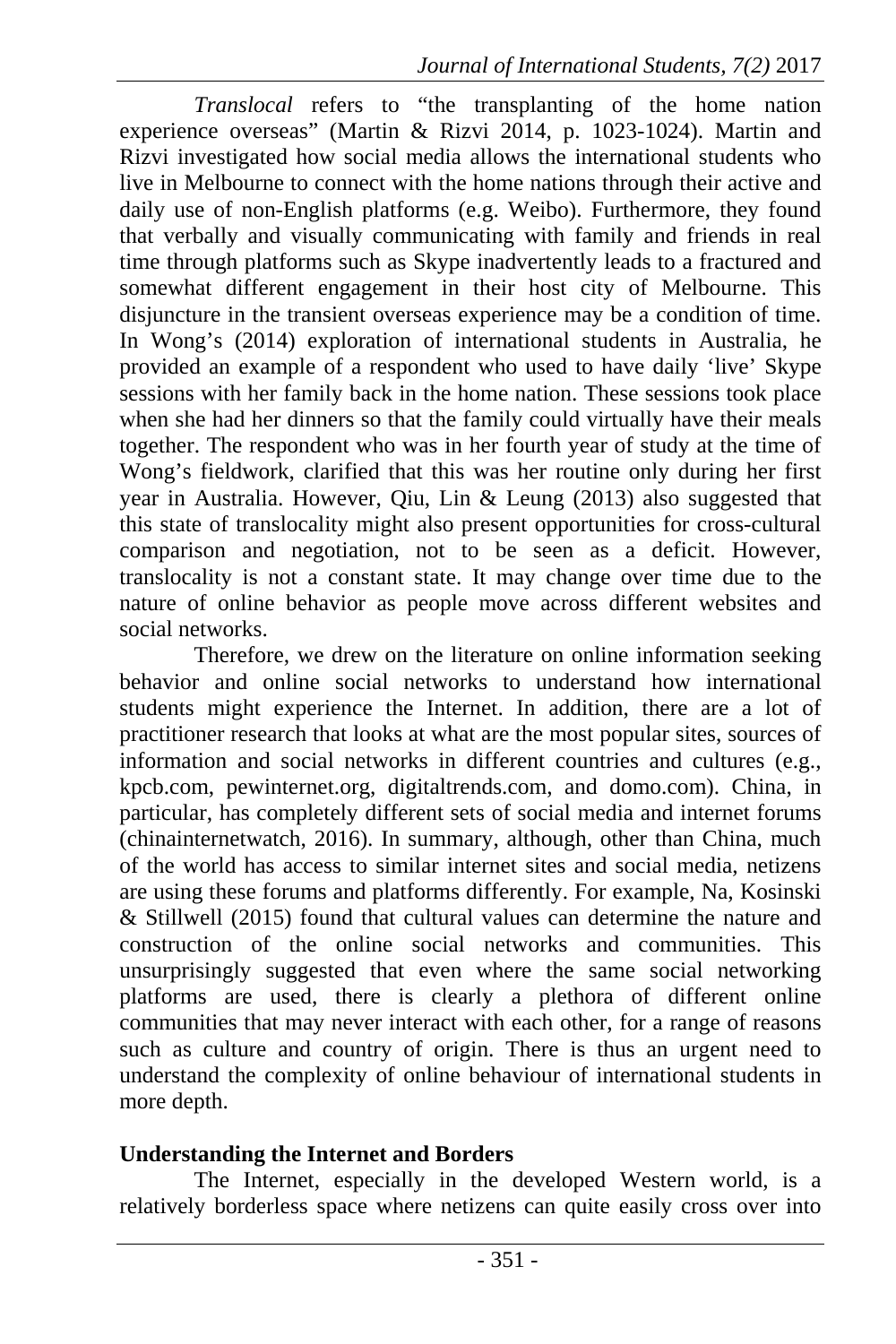*Translocal* refers to "the transplanting of the home nation experience overseas" (Martin & Rizvi 2014, p. 1023-1024). Martin and Rizvi investigated how social media allows the international students who live in Melbourne to connect with the home nations through their active and daily use of non-English platforms (e.g. Weibo). Furthermore, they found that verbally and visually communicating with family and friends in real time through platforms such as Skype inadvertently leads to a fractured and somewhat different engagement in their host city of Melbourne. This disjuncture in the transient overseas experience may be a condition of time. In Wong's (2014) exploration of international students in Australia, he provided an example of a respondent who used to have daily 'live' Skype sessions with her family back in the home nation. These sessions took place when she had her dinners so that the family could virtually have their meals together. The respondent who was in her fourth year of study at the time of Wong's fieldwork, clarified that this was her routine only during her first year in Australia. However, Qiu, Lin & Leung (2013) also suggested that this state of translocality might also present opportunities for cross-cultural comparison and negotiation, not to be seen as a deficit. However, translocality is not a constant state. It may change over time due to the nature of online behavior as people move across different websites and social networks.

Therefore, we drew on the literature on online information seeking behavior and online social networks to understand how international students might experience the Internet. In addition, there are a lot of practitioner research that looks at what are the most popular sites, sources of information and social networks in different countries and cultures (e.g., kpcb.com, pewinternet.org, digitaltrends.com, and domo.com). China, in particular, has completely different sets of social media and internet forums (chinainternetwatch, 2016). In summary, although, other than China, much of the world has access to similar internet sites and social media, netizens are using these forums and platforms differently. For example, Na, Kosinski & Stillwell (2015) found that cultural values can determine the nature and construction of the online social networks and communities. This unsurprisingly suggested that even where the same social networking platforms are used, there is clearly a plethora of different online communities that may never interact with each other, for a range of reasons such as culture and country of origin. There is thus an urgent need to understand the complexity of online behaviour of international students in more depth.

## Understanding the Internet and Borders

The Internet, especially in the developed Western world, is a relatively borderless space where netizens can quite easily cross over into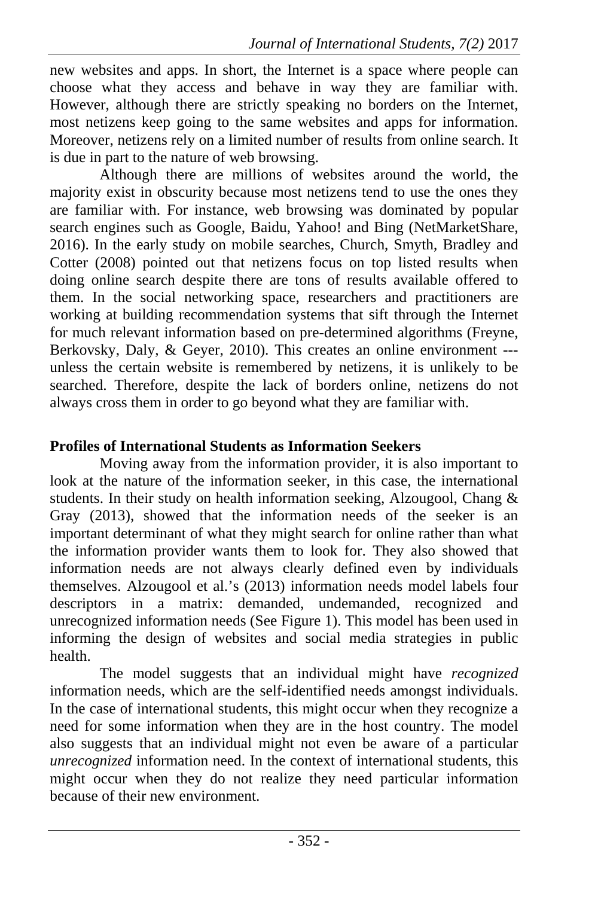new websites and apps. In short, the Internet is a space where people can choose what they access and behave in way they are familiar with. However, although there are strictly speaking no borders on the Internet, most netizens keep going to the same websites and apps for information. Moreover, netizens rely on a limited number of results from online search. It is due in part to the nature of web browsing.

Although there are millions of websites around the world, the majority exist in obscurity because most netizens tend to use the ones they are familiar with. For instance, web browsing was dominated by popular search engines such as Google, Baidu, Yahoo! and Bing (NetMarketShare, 2016). In the early study on mobile searches, Church, Smyth, Bradley and Cotter (2008) pointed out that netizens focus on top listed results when doing online search despite there are tons of results available offered to them. In the social networking space, researchers and practitioners are working at building recommendation systems that sift through the Internet for much relevant information based on pre-determined algorithms (Freyne, Berkovsky, Daly, & Geyer, 2010). This creates an online environment --- unless the certain website is remembered by netizens, it is unlikely to be searched. Therefore, despite the lack of borders online, netizens do not always cross them in order to go beyond what they are familiar with.

## Profiles of International Students as Information Seekers

Moving away from the information provider, it is also important to look at the nature of the information seeker, in this case, the international students. In their study on health information seeking, Alzougool, Chang & Gray (2013), showed that the information needs of the seeker is an important determinant of what they might search for online rather than what the information provider wants them to look for. They also showed that information needs are not always clearly defined even by individuals themselves. Alzougool et al.'s (2013) information needs model labels four descriptors in a matrix: demanded, undemanded, recognized and unrecognized information needs (See Figure 1). This model has been used in informing the design of websites and social media strategies in public health.

The model suggests that an individual might have *recognized* information needs, which are the self-identified needs amongst individuals. In the case of international students, this might occur when they recognize a need for some information when they are in the host country. The model also suggests that an individual might not even be aware of a particular *unrecognized* information need. In the context of international students, this might occur when they do not realize they need particular information because of their new environment.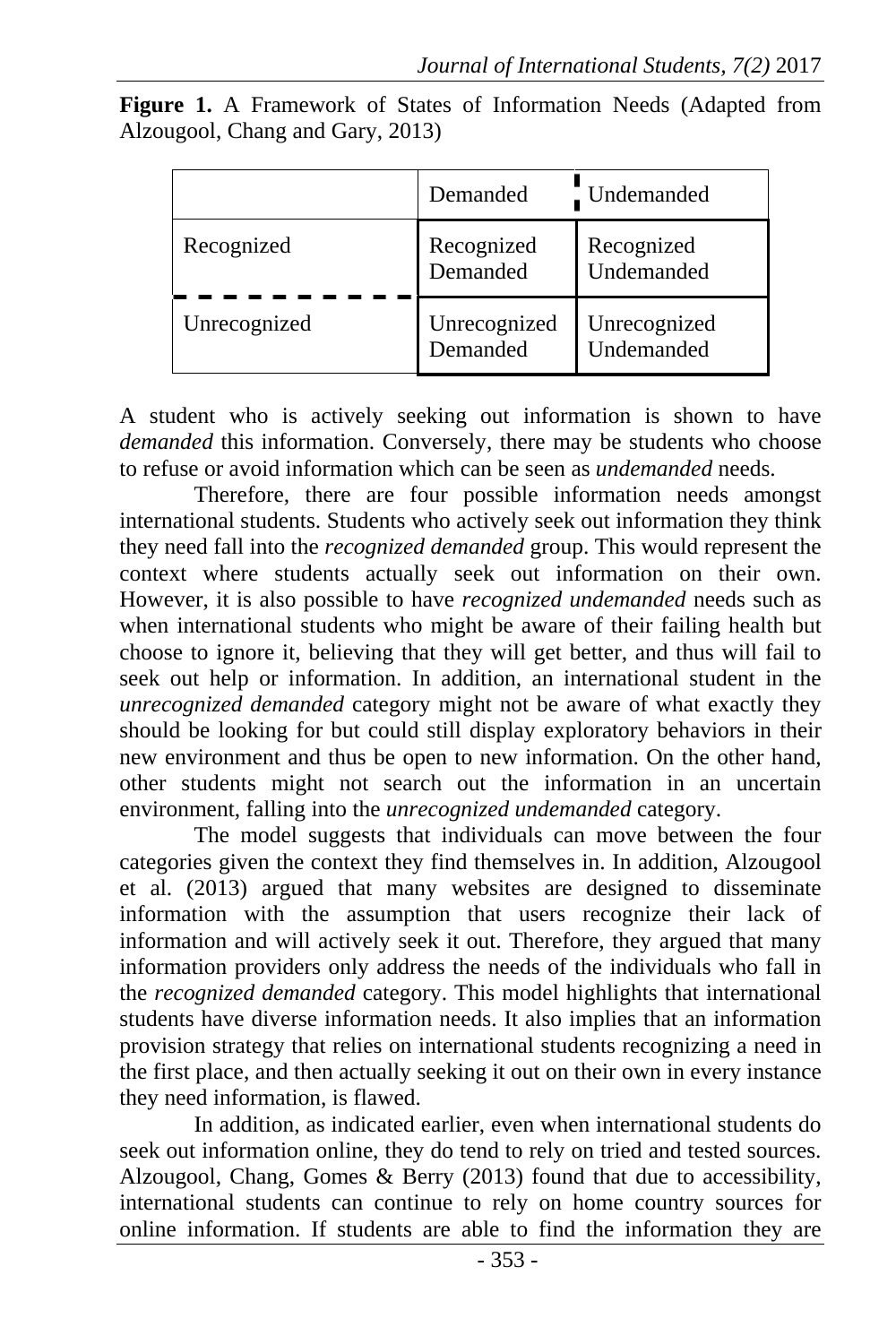**Figure 1.** A Framework of States of Information Needs (Adapted from Alzougool, Chang and Gary, 2013)

| | Demanded | Undemanded |
|---|---|---|
| Recognized | Recognized Demanded | Recognized Undemanded |
| Unrecognized | Unrecognized Demanded | Unrecognized Undemanded |

A student who is actively seeking out information is shown to have *demanded* this information. Conversely, there may be students who choose to refuse or avoid information which can be seen as *undemanded* needs.

Therefore, there are four possible information needs amongst international students. Students who actively seek out information they think they need fall into the *recognized demanded* group. This would represent the context where students actually seek out information on their own. However, it is also possible to have *recognized undemanded* needs such as when international students who might be aware of their failing health but choose to ignore it, believing that they will get better, and thus will fail to seek out help or information. In addition, an international student in the *unrecognized demanded* category might not be aware of what exactly they should be looking for but could still display exploratory behaviors in their new environment and thus be open to new information. On the other hand, other students might not search out the information in an uncertain environment, falling into the *unrecognized undemanded* category.

The model suggests that individuals can move between the four categories given the context they find themselves in. In addition, Alzougool et al. (2013) argued that many websites are designed to disseminate information with the assumption that users recognize their lack of information and will actively seek it out. Therefore, they argued that many information providers only address the needs of the individuals who fall in the *recognized demanded* category. This model highlights that international students have diverse information needs. It also implies that an information provision strategy that relies on international students recognizing a need in the first place, and then actually seeking it out on their own in every instance they need information, is flawed.

In addition, as indicated earlier, even when international students do seek out information online, they do tend to rely on tried and tested sources. Alzougool, Chang, Gomes & Berry (2013) found that due to accessibility, international students can continue to rely on home country sources for online information. If students are able to find the information they are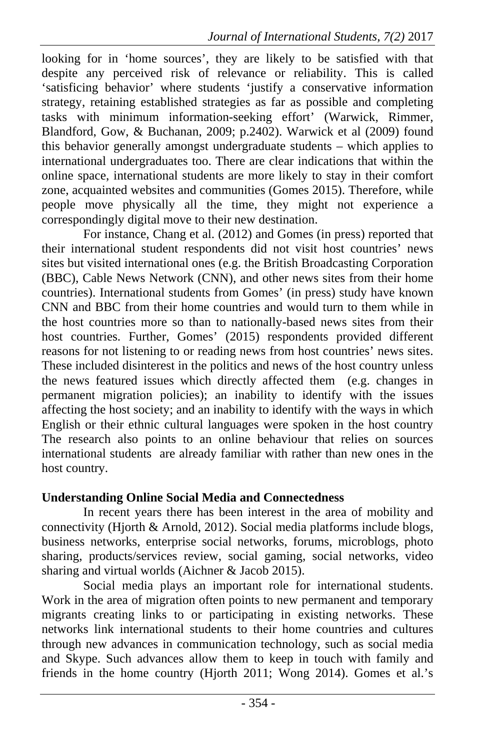looking for in 'home sources', they are likely to be satisfied with that despite any perceived risk of relevance or reliability. This is called 'satisficing behavior' where students 'justify a conservative information strategy, retaining established strategies as far as possible and completing tasks with minimum information-seeking effort' (Warwick, Rimmer, Blandford, Gow, & Buchanan, 2009; p.2402). Warwick et al (2009) found this behavior generally amongst undergraduate students – which applies to international undergraduates too. There are clear indications that within the online space, international students are more likely to stay in their comfort zone, acquainted websites and communities (Gomes 2015). Therefore, while people move physically all the time, they might not experience a correspondingly digital move to their new destination.

For instance, Chang et al. (2012) and Gomes (in press) reported that their international student respondents did not visit host countries' news sites but visited international ones (e.g. the British Broadcasting Corporation (BBC), Cable News Network (CNN), and other news sites from their home countries). International students from Gomes' (in press) study have known CNN and BBC from their home countries and would turn to them while in the host countries more so than to nationally-based news sites from their host countries. Further, Gomes' (2015) respondents provided different reasons for not listening to or reading news from host countries' news sites. These included disinterest in the politics and news of the host country unless the news featured issues which directly affected them (e.g. changes in permanent migration policies); an inability to identify with the issues affecting the host society; and an inability to identify with the ways in which English or their ethnic cultural languages were spoken in the host country The research also points to an online behaviour that relies on sources international students are already familiar with rather than new ones in the host country.

## Understanding Online Social Media and Connectedness

In recent years there has been interest in the area of mobility and connectivity (Hjorth & Arnold, 2012). Social media platforms include blogs, business networks, enterprise social networks, forums, microblogs, photo sharing, products/services review, social gaming, social networks, video sharing and virtual worlds (Aichner & Jacob 2015).

Social media plays an important role for international students. Work in the area of migration often points to new permanent and temporary migrants creating links to or participating in existing networks. These networks link international students to their home countries and cultures through new advances in communication technology, such as social media and Skype. Such advances allow them to keep in touch with family and friends in the home country (Hjorth 2011; Wong 2014). Gomes et al.'s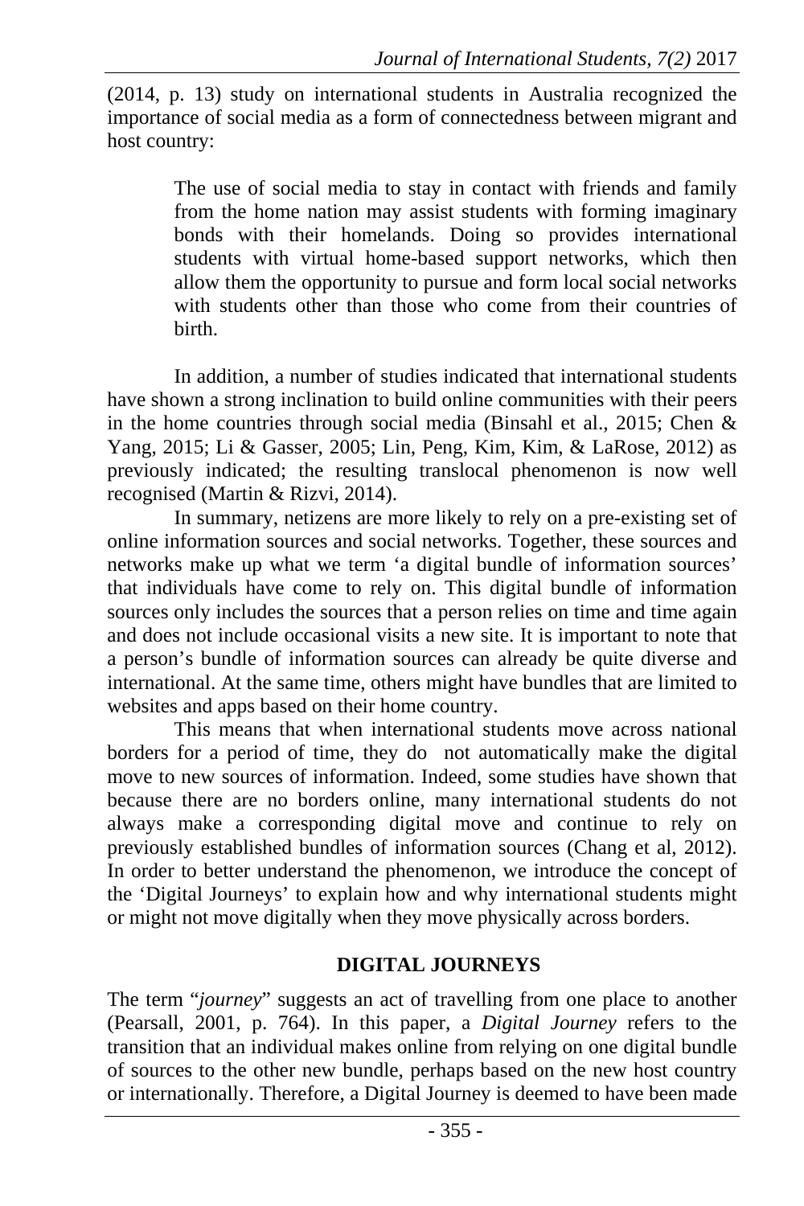(2014, p. 13) study on international students in Australia recognized the importance of social media as a form of connectedness between migrant and host country:

> The use of social media to stay in contact with friends and family from the home nation may assist students with forming imaginary bonds with their homelands. Doing so provides international students with virtual home-based support networks, which then allow them the opportunity to pursue and form local social networks with students other than those who come from their countries of birth.

In addition, a number of studies indicated that international students have shown a strong inclination to build online communities with their peers in the home countries through social media (Binsahl et al., 2015; Chen & Yang, 2015; Li & Gasser, 2005; Lin, Peng, Kim, Kim, & LaRose, 2012) as previously indicated; the resulting translocal phenomenon is now well recognised (Martin & Rizvi, 2014).

In summary, netizens are more likely to rely on a pre-existing set of online information sources and social networks. Together, these sources and networks make up what we term 'a digital bundle of information sources' that individuals have come to rely on. This digital bundle of information sources only includes the sources that a person relies on time and time again and does not include occasional visits a new site. It is important to note that a person's bundle of information sources can already be quite diverse and international. At the same time, others might have bundles that are limited to websites and apps based on their home country.

This means that when international students move across national borders for a period of time, they do not automatically make the digital move to new sources of information. Indeed, some studies have shown that because there are no borders online, many international students do not always make a corresponding digital move and continue to rely on previously established bundles of information sources (Chang et al, 2012). In order to better understand the phenomenon, we introduce the concept of the 'Digital Journeys' to explain how and why international students might or might not move digitally when they move physically across borders.

## DIGITAL JOURNEYS

The term "*journey*" suggests an act of travelling from one place to another (Pearsall, 2001, p. 764). In this paper, a *Digital Journey* refers to the transition that an individual makes online from relying on one digital bundle of sources to the other new bundle, perhaps based on the new host country or internationally. Therefore, a Digital Journey is deemed to have been made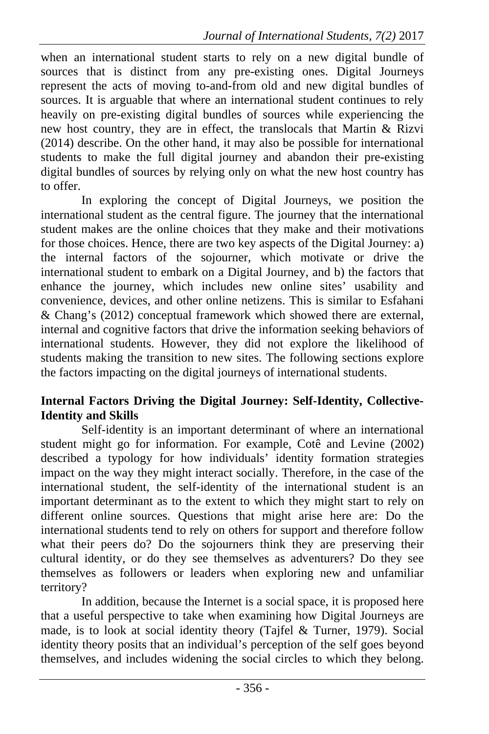when an international student starts to rely on a new digital bundle of sources that is distinct from any pre-existing ones. Digital Journeys represent the acts of moving to-and-from old and new digital bundles of sources. It is arguable that where an international student continues to rely heavily on pre-existing digital bundles of sources while experiencing the new host country, they are in effect, the translocals that Martin & Rizvi (2014) describe. On the other hand, it may also be possible for international students to make the full digital journey and abandon their pre-existing digital bundles of sources by relying only on what the new host country has to offer.

In exploring the concept of Digital Journeys, we position the international student as the central figure. The journey that the international student makes are the online choices that they make and their motivations for those choices. Hence, there are two key aspects of the Digital Journey: a) the internal factors of the sojourner, which motivate or drive the international student to embark on a Digital Journey, and b) the factors that enhance the journey, which includes new online sites' usability and convenience, devices, and other online netizens. This is similar to Esfahani & Chang's (2012) conceptual framework which showed there are external, internal and cognitive factors that drive the information seeking behaviors of international students. However, they did not explore the likelihood of students making the transition to new sites. The following sections explore the factors impacting on the digital journeys of international students.

**Internal Factors Driving the Digital Journey: Self-Identity, Collective-Identity and Skills**

Self-identity is an important determinant of where an international student might go for information. For example, Cotê and Levine (2002) described a typology for how individuals' identity formation strategies impact on the way they might interact socially. Therefore, in the case of the international student, the self-identity of the international student is an important determinant as to the extent to which they might start to rely on different online sources. Questions that might arise here are: Do the international students tend to rely on others for support and therefore follow what their peers do? Do the sojourners think they are preserving their cultural identity, or do they see themselves as adventurers? Do they see themselves as followers or leaders when exploring new and unfamiliar territory?

In addition, because the Internet is a social space, it is proposed here that a useful perspective to take when examining how Digital Journeys are made, is to look at social identity theory (Tajfel & Turner, 1979). Social identity theory posits that an individual's perception of the self goes beyond themselves, and includes widening the social circles to which they belong.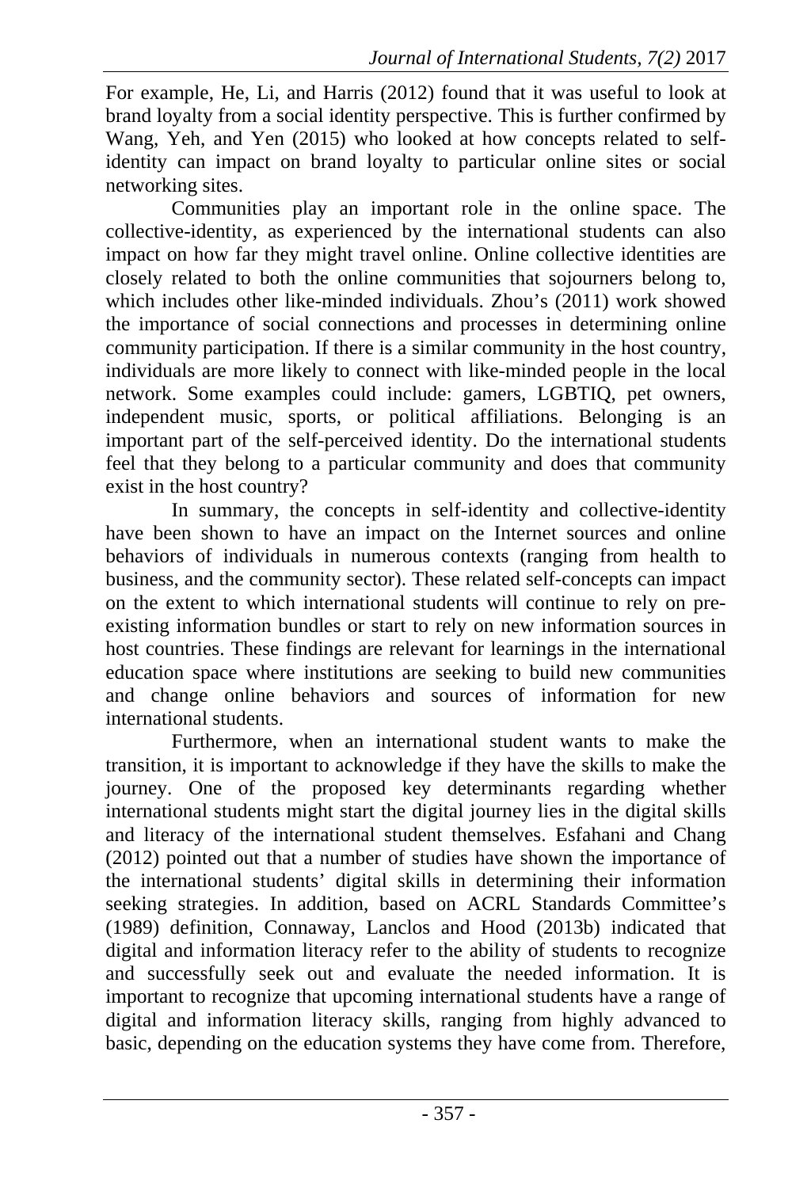For example, He, Li, and Harris (2012) found that it was useful to look at brand loyalty from a social identity perspective. This is further confirmed by Wang, Yeh, and Yen (2015) who looked at how concepts related to self-identity can impact on brand loyalty to particular online sites or social networking sites.

Communities play an important role in the online space. The collective-identity, as experienced by the international students can also impact on how far they might travel online. Online collective identities are closely related to both the online communities that sojourners belong to, which includes other like-minded individuals. Zhou's (2011) work showed the importance of social connections and processes in determining online community participation. If there is a similar community in the host country, individuals are more likely to connect with like-minded people in the local network. Some examples could include: gamers, LGBTIQ, pet owners, independent music, sports, or political affiliations. Belonging is an important part of the self-perceived identity. Do the international students feel that they belong to a particular community and does that community exist in the host country?

In summary, the concepts in self-identity and collective-identity have been shown to have an impact on the Internet sources and online behaviors of individuals in numerous contexts (ranging from health to business, and the community sector). These related self-concepts can impact on the extent to which international students will continue to rely on pre-existing information bundles or start to rely on new information sources in host countries. These findings are relevant for learnings in the international education space where institutions are seeking to build new communities and change online behaviors and sources of information for new international students.

Furthermore, when an international student wants to make the transition, it is important to acknowledge if they have the skills to make the journey. One of the proposed key determinants regarding whether international students might start the digital journey lies in the digital skills and literacy of the international student themselves. Esfahani and Chang (2012) pointed out that a number of studies have shown the importance of the international students' digital skills in determining their information seeking strategies. In addition, based on ACRL Standards Committee's (1989) definition, Connaway, Lanclos and Hood (2013b) indicated that digital and information literacy refer to the ability of students to recognize and successfully seek out and evaluate the needed information. It is important to recognize that upcoming international students have a range of digital and information literacy skills, ranging from highly advanced to basic, depending on the education systems they have come from. Therefore,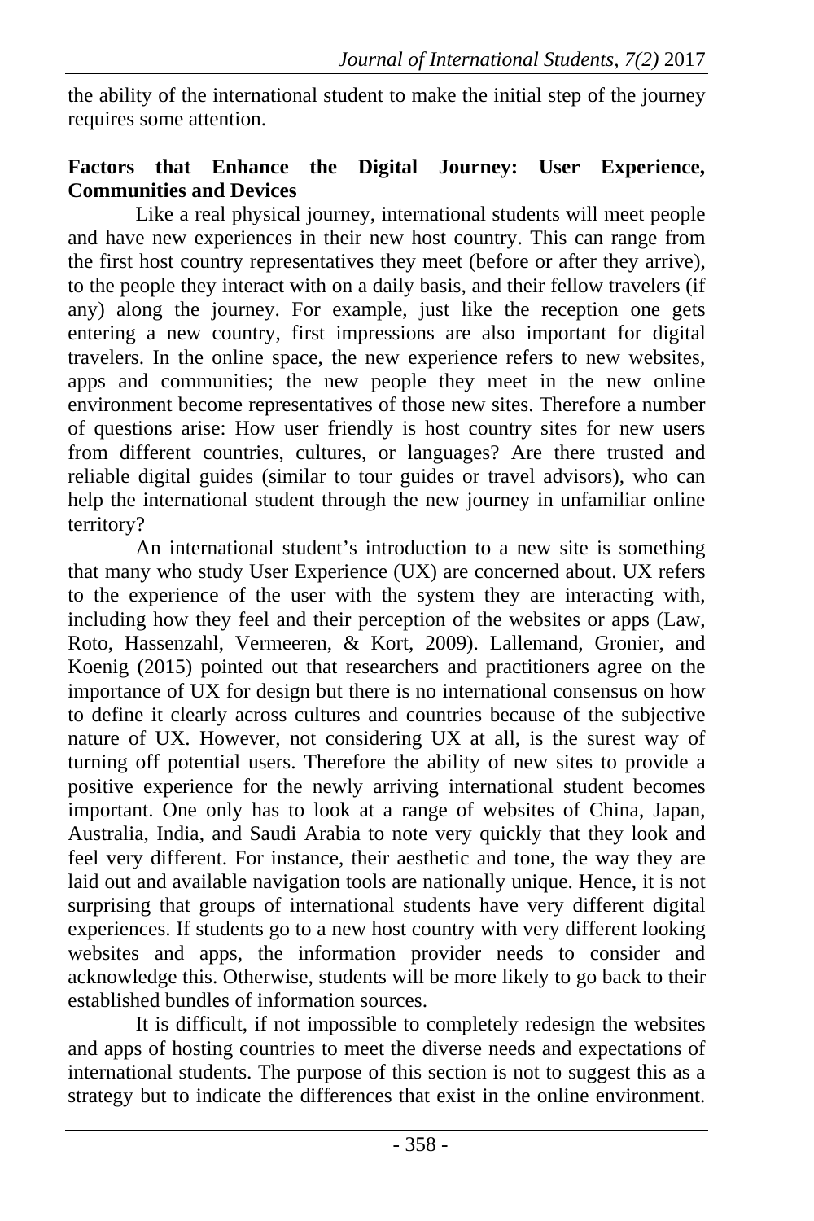the ability of the international student to make the initial step of the journey requires some attention.

**Factors that Enhance the Digital Journey: User Experience, Communities and Devices**

Like a real physical journey, international students will meet people and have new experiences in their new host country. This can range from the first host country representatives they meet (before or after they arrive), to the people they interact with on a daily basis, and their fellow travelers (if any) along the journey. For example, just like the reception one gets entering a new country, first impressions are also important for digital travelers. In the online space, the new experience refers to new websites, apps and communities; the new people they meet in the new online environment become representatives of those new sites. Therefore a number of questions arise: How user friendly is host country sites for new users from different countries, cultures, or languages? Are there trusted and reliable digital guides (similar to tour guides or travel advisors), who can help the international student through the new journey in unfamiliar online territory?

An international student's introduction to a new site is something that many who study User Experience (UX) are concerned about. UX refers to the experience of the user with the system they are interacting with, including how they feel and their perception of the websites or apps (Law, Roto, Hassenzahl, Vermeeren, & Kort, 2009). Lallemand, Gronier, and Koenig (2015) pointed out that researchers and practitioners agree on the importance of UX for design but there is no international consensus on how to define it clearly across cultures and countries because of the subjective nature of UX. However, not considering UX at all, is the surest way of turning off potential users. Therefore the ability of new sites to provide a positive experience for the newly arriving international student becomes important. One only has to look at a range of websites of China, Japan, Australia, India, and Saudi Arabia to note very quickly that they look and feel very different. For instance, their aesthetic and tone, the way they are laid out and available navigation tools are nationally unique. Hence, it is not surprising that groups of international students have very different digital experiences. If students go to a new host country with very different looking websites and apps, the information provider needs to consider and acknowledge this. Otherwise, students will be more likely to go back to their established bundles of information sources.

It is difficult, if not impossible to completely redesign the websites and apps of hosting countries to meet the diverse needs and expectations of international students. The purpose of this section is not to suggest this as a strategy but to indicate the differences that exist in the online environment.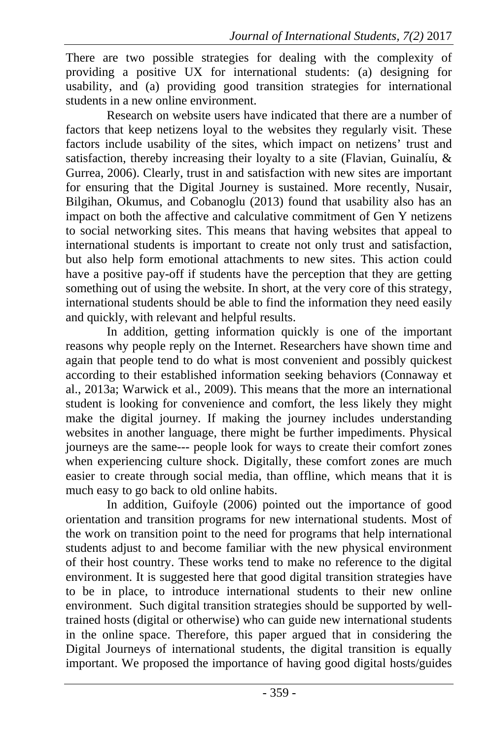There are two possible strategies for dealing with the complexity of providing a positive UX for international students: (a) designing for usability, and (a) providing good transition strategies for international students in a new online environment.

Research on website users have indicated that there are a number of factors that keep netizens loyal to the websites they regularly visit. These factors include usability of the sites, which impact on netizens' trust and satisfaction, thereby increasing their loyalty to a site (Flavian, Guinalíu, & Gurrea, 2006). Clearly, trust in and satisfaction with new sites are important for ensuring that the Digital Journey is sustained. More recently, Nusair, Bilgihan, Okumus, and Cobanoglu (2013) found that usability also has an impact on both the affective and calculative commitment of Gen Y netizens to social networking sites. This means that having websites that appeal to international students is important to create not only trust and satisfaction, but also help form emotional attachments to new sites. This action could have a positive pay-off if students have the perception that they are getting something out of using the website. In short, at the very core of this strategy, international students should be able to find the information they need easily and quickly, with relevant and helpful results.

In addition, getting information quickly is one of the important reasons why people reply on the Internet. Researchers have shown time and again that people tend to do what is most convenient and possibly quickest according to their established information seeking behaviors (Connaway et al., 2013a; Warwick et al., 2009). This means that the more an international student is looking for convenience and comfort, the less likely they might make the digital journey. If making the journey includes understanding websites in another language, there might be further impediments. Physical journeys are the same--- people look for ways to create their comfort zones when experiencing culture shock. Digitally, these comfort zones are much easier to create through social media, than offline, which means that it is much easy to go back to old online habits.

In addition, Guifoyle (2006) pointed out the importance of good orientation and transition programs for new international students. Most of the work on transition point to the need for programs that help international students adjust to and become familiar with the new physical environment of their host country. These works tend to make no reference to the digital environment. It is suggested here that good digital transition strategies have to be in place, to introduce international students to their new online environment. Such digital transition strategies should be supported by well-trained hosts (digital or otherwise) who can guide new international students in the online space. Therefore, this paper argued that in considering the Digital Journeys of international students, the digital transition is equally important. We proposed the importance of having good digital hosts/guides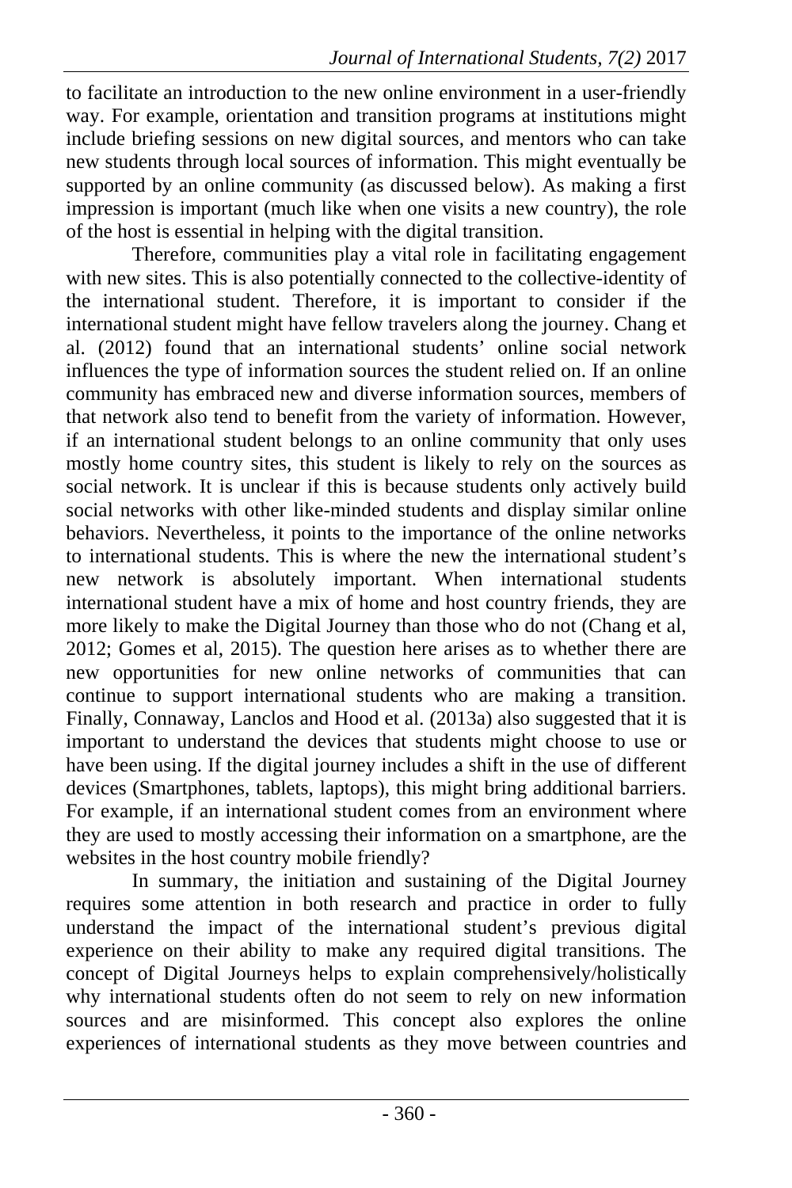to facilitate an introduction to the new online environment in a user-friendly way. For example, orientation and transition programs at institutions might include briefing sessions on new digital sources, and mentors who can take new students through local sources of information. This might eventually be supported by an online community (as discussed below). As making a first impression is important (much like when one visits a new country), the role of the host is essential in helping with the digital transition.

Therefore, communities play a vital role in facilitating engagement with new sites. This is also potentially connected to the collective-identity of the international student. Therefore, it is important to consider if the international student might have fellow travelers along the journey. Chang et al. (2012) found that an international students' online social network influences the type of information sources the student relied on. If an online community has embraced new and diverse information sources, members of that network also tend to benefit from the variety of information. However, if an international student belongs to an online community that only uses mostly home country sites, this student is likely to rely on the sources as social network. It is unclear if this is because students only actively build social networks with other like-minded students and display similar online behaviors. Nevertheless, it points to the importance of the online networks to international students. This is where the new the international student's new network is absolutely important. When international students international student have a mix of home and host country friends, they are more likely to make the Digital Journey than those who do not (Chang et al, 2012; Gomes et al, 2015). The question here arises as to whether there are new opportunities for new online networks of communities that can continue to support international students who are making a transition. Finally, Connaway, Lanclos and Hood et al. (2013a) also suggested that it is important to understand the devices that students might choose to use or have been using. If the digital journey includes a shift in the use of different devices (Smartphones, tablets, laptops), this might bring additional barriers. For example, if an international student comes from an environment where they are used to mostly accessing their information on a smartphone, are the websites in the host country mobile friendly?

In summary, the initiation and sustaining of the Digital Journey requires some attention in both research and practice in order to fully understand the impact of the international student's previous digital experience on their ability to make any required digital transitions. The concept of Digital Journeys helps to explain comprehensively/holistically why international students often do not seem to rely on new information sources and are misinformed. This concept also explores the online experiences of international students as they move between countries and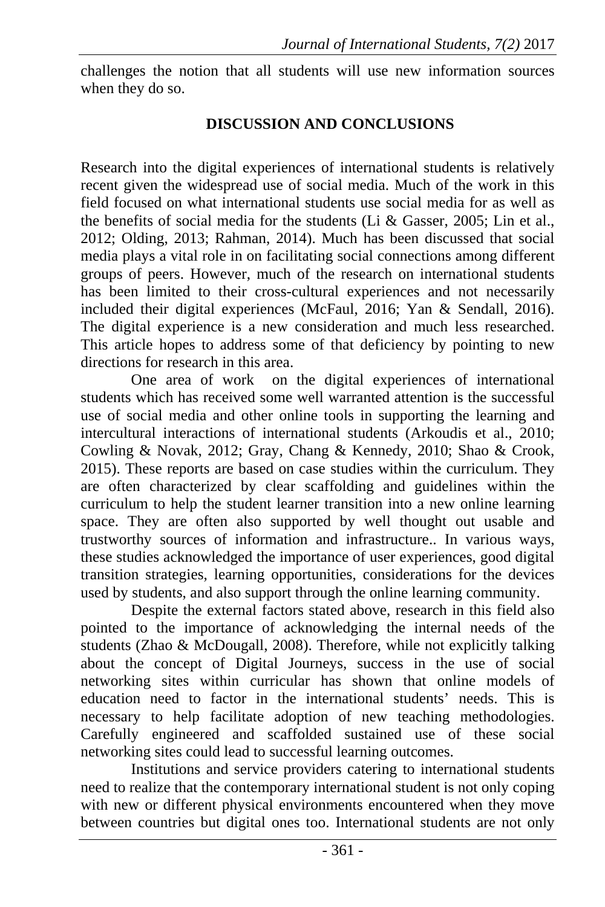challenges the notion that all students will use new information sources when they do so.

## DISCUSSION AND CONCLUSIONS

Research into the digital experiences of international students is relatively recent given the widespread use of social media. Much of the work in this field focused on what international students use social media for as well as the benefits of social media for the students (Li & Gasser, 2005; Lin et al., 2012; Olding, 2013; Rahman, 2014). Much has been discussed that social media plays a vital role in on facilitating social connections among different groups of peers. However, much of the research on international students has been limited to their cross-cultural experiences and not necessarily included their digital experiences (McFaul, 2016; Yan & Sendall, 2016). The digital experience is a new consideration and much less researched. This article hopes to address some of that deficiency by pointing to new directions for research in this area.

One area of work on the digital experiences of international students which has received some well warranted attention is the successful use of social media and other online tools in supporting the learning and intercultural interactions of international students (Arkoudis et al., 2010; Cowling & Novak, 2012; Gray, Chang & Kennedy, 2010; Shao & Crook, 2015). These reports are based on case studies within the curriculum. They are often characterized by clear scaffolding and guidelines within the curriculum to help the student learner transition into a new online learning space. They are often also supported by well thought out usable and trustworthy sources of information and infrastructure.. In various ways, these studies acknowledged the importance of user experiences, good digital transition strategies, learning opportunities, considerations for the devices used by students, and also support through the online learning community.

Despite the external factors stated above, research in this field also pointed to the importance of acknowledging the internal needs of the students (Zhao & McDougall, 2008). Therefore, while not explicitly talking about the concept of Digital Journeys, success in the use of social networking sites within curricular has shown that online models of education need to factor in the international students' needs. This is necessary to help facilitate adoption of new teaching methodologies. Carefully engineered and scaffolded sustained use of these social networking sites could lead to successful learning outcomes.

Institutions and service providers catering to international students need to realize that the contemporary international student is not only coping with new or different physical environments encountered when they move between countries but digital ones too. International students are not only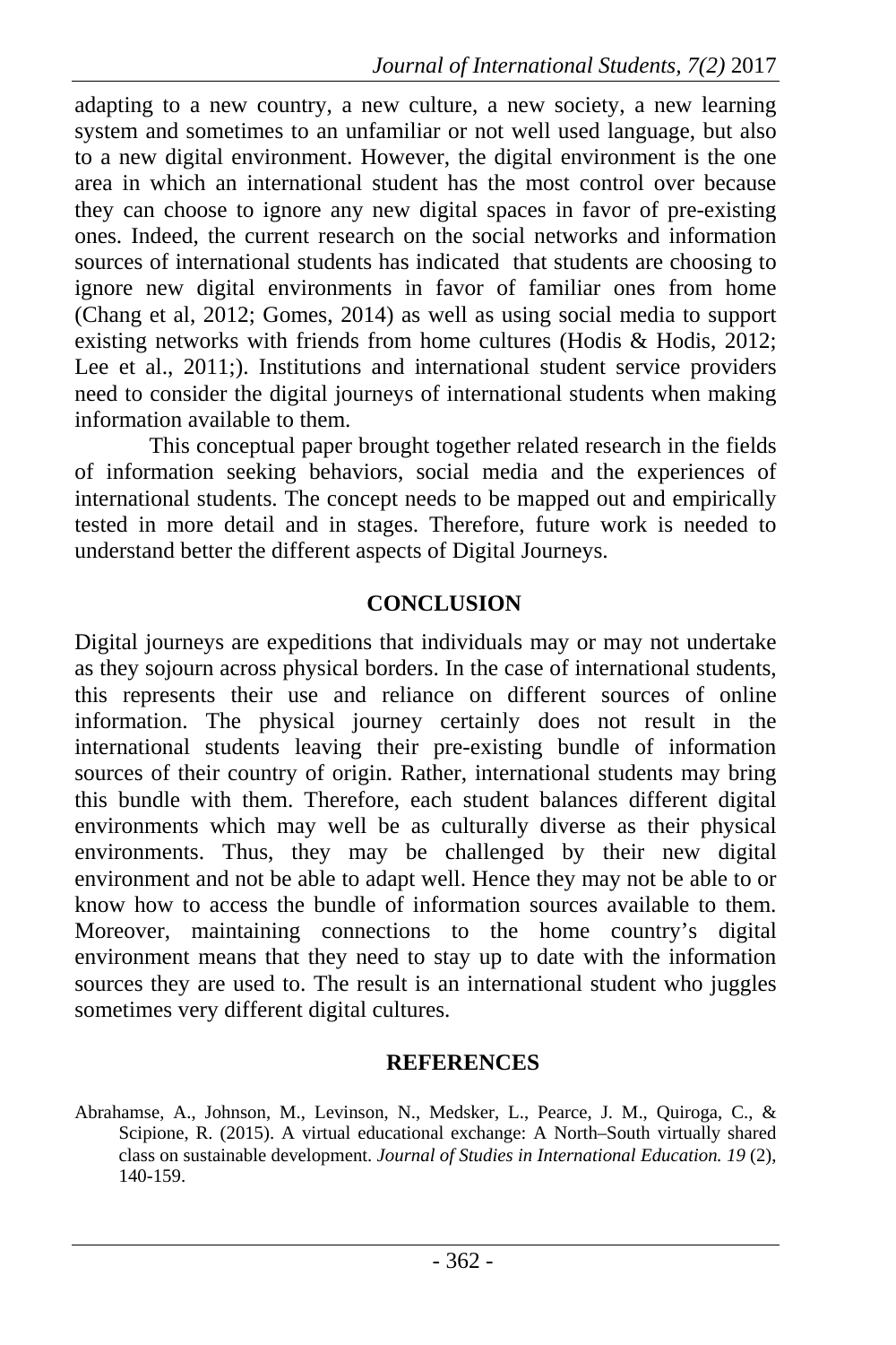adapting to a new country, a new culture, a new society, a new learning system and sometimes to an unfamiliar or not well used language, but also to a new digital environment. However, the digital environment is the one area in which an international student has the most control over because they can choose to ignore any new digital spaces in favor of pre-existing ones. Indeed, the current research on the social networks and information sources of international students has indicated that students are choosing to ignore new digital environments in favor of familiar ones from home (Chang et al, 2012; Gomes, 2014) as well as using social media to support existing networks with friends from home cultures (Hodis & Hodis, 2012; Lee et al., 2011;). Institutions and international student service providers need to consider the digital journeys of international students when making information available to them.

This conceptual paper brought together related research in the fields of information seeking behaviors, social media and the experiences of international students. The concept needs to be mapped out and empirically tested in more detail and in stages. Therefore, future work is needed to understand better the different aspects of Digital Journeys.

## CONCLUSION

Digital journeys are expeditions that individuals may or may not undertake as they sojourn across physical borders. In the case of international students, this represents their use and reliance on different sources of online information. The physical journey certainly does not result in the international students leaving their pre-existing bundle of information sources of their country of origin. Rather, international students may bring this bundle with them. Therefore, each student balances different digital environments which may well be as culturally diverse as their physical environments. Thus, they may be challenged by their new digital environment and not be able to adapt well. Hence they may not be able to or know how to access the bundle of information sources available to them. Moreover, maintaining connections to the home country's digital environment means that they need to stay up to date with the information sources they are used to. The result is an international student who juggles sometimes very different digital cultures.

## REFERENCES

Abrahamse, A., Johnson, M., Levinson, N., Medsker, L., Pearce, J. M., Quiroga, C., & Scipione, R. (2015). A virtual educational exchange: A North–South virtually shared class on sustainable development. *Journal of Studies in International Education. 19* (2), 140-159.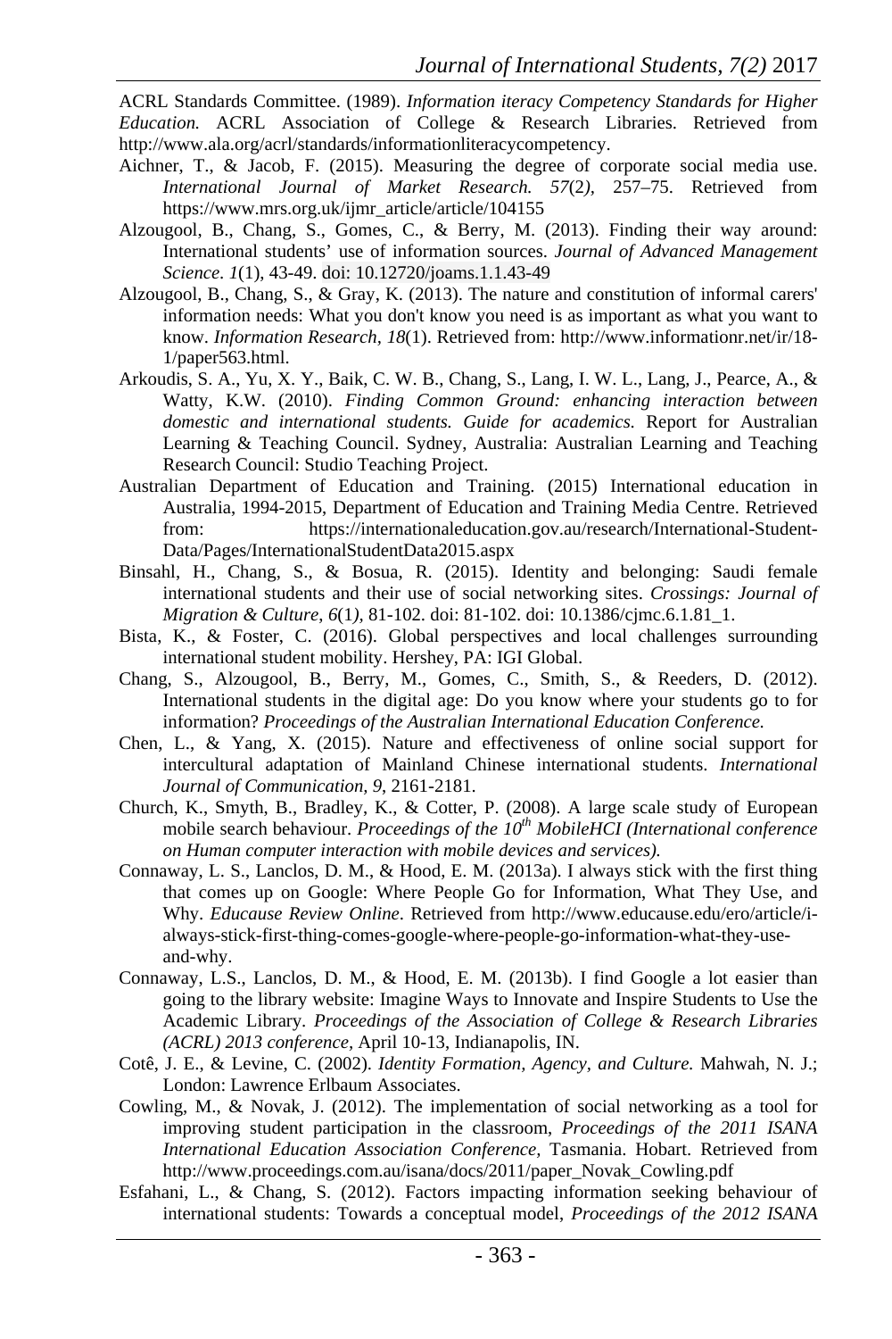ACRL Standards Committee. (1989). *Information iteracy Competency Standards for Higher Education.* ACRL Association of College & Research Libraries. Retrieved from http://www.ala.org/acrl/standards/informationliteracycompetency.

Aichner, T., & Jacob, F. (2015). Measuring the degree of corporate social media use. *International Journal of Market Research. 57*(2*),* 257–75. Retrieved from https://www.mrs.org.uk/ijmr_article/article/104155

Alzougool, B., Chang, S., Gomes, C., & Berry, M. (2013). Finding their way around: International students' use of information sources. *Journal of Advanced Management Science*. *1*(1), 43-49. doi: 10.12720/joams.1.1.43-49

Alzougool, B., Chang, S., & Gray, K. (2013). The nature and constitution of informal carers' information needs: What you don't know you need is as important as what you want to know. *Information Research, 18*(1). Retrieved from: http://www.informationr.net/ir/18-1/paper563.html.

Arkoudis, S. A., Yu, X. Y., Baik, C. W. B., Chang, S., Lang, I. W. L., Lang, J., Pearce, A., & Watty, K.W. (2010). *Finding Common Ground: enhancing interaction between domestic and international students. Guide for academics.* Report for Australian Learning & Teaching Council. Sydney, Australia: Australian Learning and Teaching Research Council: Studio Teaching Project.

Australian Department of Education and Training. (2015) International education in Australia, 1994-2015, Department of Education and Training Media Centre. Retrieved from: https://internationaleducation.gov.au/research/International-Student-Data/Pages/InternationalStudentData2015.aspx

Binsahl, H., Chang, S., & Bosua, R. (2015). Identity and belonging: Saudi female international students and their use of social networking sites. *Crossings: Journal of Migration & Culture, 6*(1*),* 81-102. doi: 81-102. doi: 10.1386/cjmc.6.1.81_1.

Bista, K., & Foster, C. (2016). Global perspectives and local challenges surrounding international student mobility. Hershey, PA: IGI Global.

Chang, S., Alzougool, B., Berry, M., Gomes, C., Smith, S., & Reeders, D. (2012). International students in the digital age: Do you know where your students go to for information? *Proceedings of the Australian International Education Conference.*

Chen, L., & Yang, X. (2015). Nature and effectiveness of online social support for intercultural adaptation of Mainland Chinese international students. *International Journal of Communication, 9*, 2161-2181.

Church, K., Smyth, B., Bradley, K., & Cotter, P. (2008). A large scale study of European mobile search behaviour. *Proceedings of the 10th MobileHCI (International conference on Human computer interaction with mobile devices and services).*

Connaway, L. S., Lanclos, D. M., & Hood, E. M. (2013a). I always stick with the first thing that comes up on Google: Where People Go for Information, What They Use, and Why. *Educause Review Online*. Retrieved from http://www.educause.edu/ero/article/i-always-stick-first-thing-comes-google-where-people-go-information-what-they-use-and-why.

Connaway, L.S., Lanclos, D. M., & Hood, E. M. (2013b). I find Google a lot easier than going to the library website: Imagine Ways to Innovate and Inspire Students to Use the Academic Library. *Proceedings of the Association of College & Research Libraries (ACRL) 2013 conference,* April 10-13, Indianapolis, IN.

Cotê, J. E., & Levine, C. (2002). *Identity Formation, Agency, and Culture.* Mahwah, N. J.; London: Lawrence Erlbaum Associates.

Cowling, M., & Novak, J. (2012). The implementation of social networking as a tool for improving student participation in the classroom, *Proceedings of the 2011 ISANA International Education Association Conference,* Tasmania. Hobart. Retrieved from http://www.proceedings.com.au/isana/docs/2011/paper_Novak_Cowling.pdf

Esfahani, L., & Chang, S. (2012). Factors impacting information seeking behaviour of international students: Towards a conceptual model, *Proceedings of the 2012 ISANA*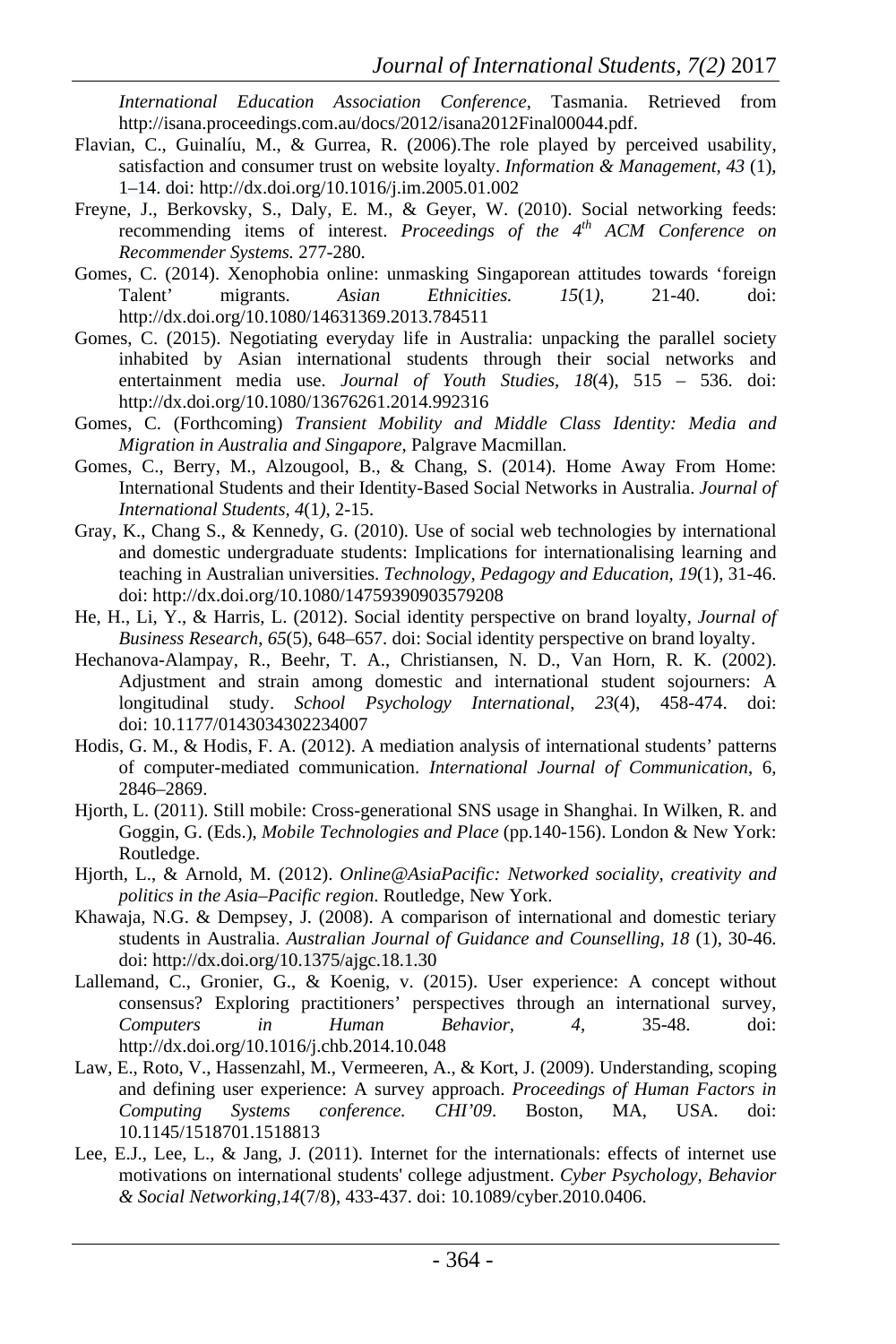*International Education Association Conference*, Tasmania. Retrieved from http://isana.proceedings.com.au/docs/2012/isana2012Final00044.pdf.

Flavian, C., Guinalíu, M., & Gurrea, R. (2006).The role played by perceived usability, satisfaction and consumer trust on website loyalty. *Information & Management, 43* (1), 1–14. doi: http://dx.doi.org/10.1016/j.im.2005.01.002

Freyne, J., Berkovsky, S., Daly, E. M., & Geyer, W. (2010). Social networking feeds: recommending items of interest. *Proceedings of the 4th ACM Conference on Recommender Systems.* 277-280.

Gomes, C. (2014). Xenophobia online: unmasking Singaporean attitudes towards 'foreign Talent' migrants. *Asian Ethnicities. 15*(1*)*, 21-40. doi: http://dx.doi.org/10.1080/14631369.2013.784511

Gomes, C. (2015). Negotiating everyday life in Australia: unpacking the parallel society inhabited by Asian international students through their social networks and entertainment media use. *Journal of Youth Studies*, *18*(4), 515 – 536. doi: http://dx.doi.org/10.1080/13676261.2014.992316

Gomes, C. (Forthcoming) *Transient Mobility and Middle Class Identity: Media and Migration in Australia and Singapore*, Palgrave Macmillan.

Gomes, C., Berry, M., Alzougool, B., & Chang, S. (2014). Home Away From Home: International Students and their Identity-Based Social Networks in Australia. *Journal of International Students*, *4*(1*)*, 2-15.

Gray, K., Chang S., & Kennedy, G. (2010). Use of social web technologies by international and domestic undergraduate students: Implications for internationalising learning and teaching in Australian universities. *Technology, Pedagogy and Education, 19*(1), 31-46. doi: http://dx.doi.org/10.1080/14759390903579208

He, H., Li, Y., & Harris, L. (2012). Social identity perspective on brand loyalty, *Journal of Business Research*, *65*(5), 648–657. doi: Social identity perspective on brand loyalty.

Hechanova-Alampay, R., Beehr, T. A., Christiansen, N. D., Van Horn, R. K. (2002). Adjustment and strain among domestic and international student sojourners: A longitudinal study. *School Psychology International*, *23*(4), 458-474. doi: doi: 10.1177/0143034302234007

Hodis, G. M., & Hodis, F. A. (2012). A mediation analysis of international students' patterns of computer-mediated communication. *International Journal of Communication*, 6, 2846–2869.

Hjorth, L. (2011). Still mobile: Cross-generational SNS usage in Shanghai. In Wilken, R. and Goggin, G. (Eds.), *Mobile Technologies and Place* (pp.140-156). London & New York: Routledge.

Hjorth, L., & Arnold, M. (2012). *Online@AsiaPacific: Networked sociality, creativity and politics in the Asia–Pacific region*. Routledge, New York.

Khawaja, N.G. & Dempsey, J. (2008). A comparison of international and domestic teriary students in Australia. *Australian Journal of Guidance and Counselling, 18* (1), 30-46. doi: http://dx.doi.org/10.1375/ajgc.18.1.30

Lallemand, C., Gronier, G., & Koenig, v. (2015). User experience: A concept without consensus? Exploring practitioners' perspectives through an international survey, *Computers in Human Behavior*, *4*, 35-48. doi: http://dx.doi.org/10.1016/j.chb.2014.10.048

Law, E., Roto, V., Hassenzahl, M., Vermeeren, A., & Kort, J. (2009). Understanding, scoping and defining user experience: A survey approach. *Proceedings of Human Factors in Computing Systems conference. CHI'09*. Boston, MA, USA. doi: 10.1145/1518701.1518813

Lee, E.J., Lee, L., & Jang, J. (2011). Internet for the internationals: effects of internet use motivations on international students' college adjustment. *Cyber Psychology, Behavior & Social Networking,14*(7/8), 433-437. doi: 10.1089/cyber.2010.0406.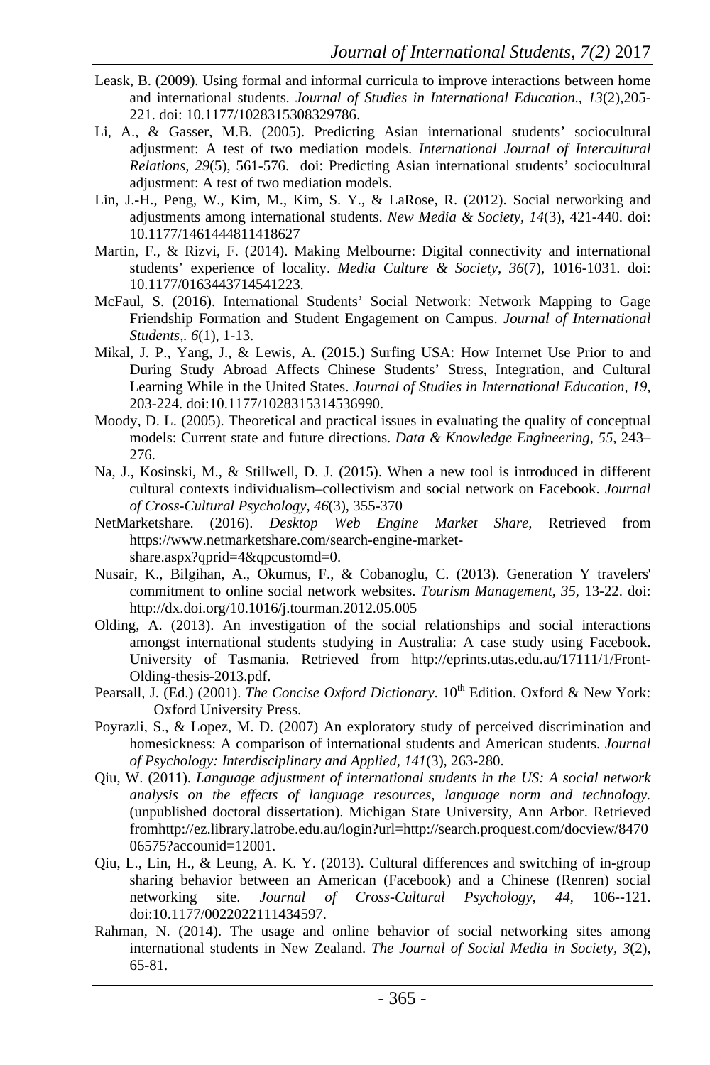Leask, B. (2009). Using formal and informal curricula to improve interactions between home and international students. *Journal of Studies in International Education.*, *13*(2),205-221. doi: 10.1177/1028315308329786.

Li, A., & Gasser, M.B. (2005). Predicting Asian international students' sociocultural adjustment: A test of two mediation models. *International Journal of Intercultural Relations, 29*(5), 561-576. doi: Predicting Asian international students' sociocultural adjustment: A test of two mediation models.

Lin, J.-H., Peng, W., Kim, M., Kim, S. Y., & LaRose, R. (2012). Social networking and adjustments among international students. *New Media & Society, 14*(3), 421-440. doi: 10.1177/1461444811418627

Martin, F., & Rizvi, F. (2014). Making Melbourne: Digital connectivity and international students' experience of locality. *Media Culture & Society, 36*(7), 1016-1031. doi: 10.1177/0163443714541223.

McFaul, S. (2016). International Students' Social Network: Network Mapping to Gage Friendship Formation and Student Engagement on Campus. *Journal of International Students,. 6*(1), 1-13.

Mikal, J. P., Yang, J., & Lewis, A. (2015.) Surfing USA: How Internet Use Prior to and During Study Abroad Affects Chinese Students' Stress, Integration, and Cultural Learning While in the United States. *Journal of Studies in International Education, 19*, 203-224. doi:10.1177/1028315314536990.

Moody, D. L. (2005). Theoretical and practical issues in evaluating the quality of conceptual models: Current state and future directions. *Data & Knowledge Engineering, 55*, 243–276.

Na, J., Kosinski, M., & Stillwell, D. J. (2015). When a new tool is introduced in different cultural contexts individualism–collectivism and social network on Facebook. *Journal of Cross-Cultural Psychology, 46*(3), 355-370

NetMarketshare. (2016). *Desktop Web Engine Market Share,* Retrieved from https://www.netmarketshare.com/search-engine-market-share.aspx?qprid=4&qpcustomd=0.

Nusair, K., Bilgihan, A., Okumus, F., & Cobanoglu, C. (2013). Generation Y travelers' commitment to online social network websites. *Tourism Management, 35*, 13-22. doi: http://dx.doi.org/10.1016/j.tourman.2012.05.005

Olding, A. (2013). An investigation of the social relationships and social interactions amongst international students studying in Australia: A case study using Facebook. University of Tasmania. Retrieved from http://eprints.utas.edu.au/17111/1/Front-Olding-thesis-2013.pdf.

Pearsall, J. (Ed.) (2001). *The Concise Oxford Dictionary*. 10th Edition. Oxford & New York: Oxford University Press.

Poyrazli, S., & Lopez, M. D. (2007) An exploratory study of perceived discrimination and homesickness: A comparison of international students and American students. *Journal of Psychology: Interdisciplinary and Applied, 141*(3), 263-280.

Qiu, W. (2011). *Language adjustment of international students in the US: A social network analysis on the effects of language resources, language norm and technology.* (unpublished doctoral dissertation). Michigan State University, Ann Arbor. Retrieved fromhttp://ez.library.latrobe.edu.au/login?url=http://search.proquest.com/docview/847006575?accounid=12001.

Qiu, L., Lin, H., & Leung, A. K. Y. (2013). Cultural differences and switching of in-group sharing behavior between an American (Facebook) and a Chinese (Renren) social networking site. *Journal of Cross-Cultural Psychology*, *44*, 106--121. doi:10.1177/0022022111434597.

Rahman, N. (2014). The usage and online behavior of social networking sites among international students in New Zealand. *The Journal of Social Media in Society, 3*(2), 65-81.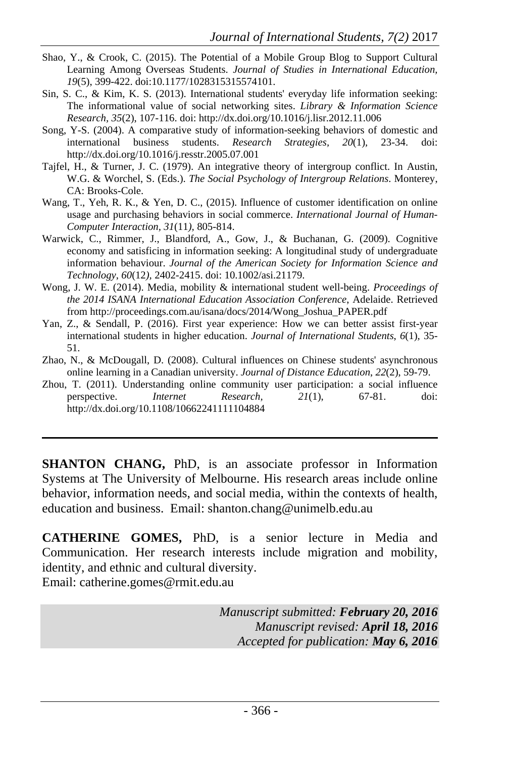Shao, Y., & Crook, C. (2015). The Potential of a Mobile Group Blog to Support Cultural Learning Among Overseas Students. *Journal of Studies in International Education, 19*(5), 399-422. doi:10.1177/1028315315574101.

Sin, S. C., & Kim, K. S. (2013). International students' everyday life information seeking: The informational value of social networking sites. *Library & Information Science Research*, *35*(2), 107-116. doi: http://dx.doi.org/10.1016/j.lisr.2012.11.006

Song, Y-S. (2004). A comparative study of information-seeking behaviors of domestic and international business students. *Research Strategies*, *20*(1), 23-34. doi: http://dx.doi.org/10.1016/j.resstr.2005.07.001

Tajfel, H., & Turner, J. C. (1979). An integrative theory of intergroup conflict. In Austin, W.G. & Worchel, S. (Eds.). *The Social Psychology of Intergroup Relations*. Monterey, CA: Brooks-Cole.

Wang, T., Yeh, R. K., & Yen, D. C., (2015). Influence of customer identification on online usage and purchasing behaviors in social commerce. *International Journal of Human-Computer Interaction*, *31*(11*)*, 805-814.

Warwick, C., Rimmer, J., Blandford, A., Gow, J., & Buchanan, G. (2009). Cognitive economy and satisficing in information seeking: A longitudinal study of undergraduate information behaviour. *Journal of the American Society for Information Science and Technology*, *60*(12*)*, 2402-2415. doi: 10.1002/asi.21179.

Wong, J. W. E. (2014). Media, mobility & international student well-being. *Proceedings of the 2014 ISANA International Education Association Conference*, Adelaide. Retrieved from http://proceedings.com.au/isana/docs/2014/Wong_Joshua_PAPER.pdf

Yan, Z., & Sendall, P. (2016). First year experience: How we can better assist first-year international students in higher education. *Journal of International Students*, *6*(1), 35-51.

Zhao, N., & McDougall, D. (2008). Cultural influences on Chinese students' asynchronous online learning in a Canadian university. *Journal of Distance Education*, *22*(2), 59-79.

Zhou, T. (2011). Understanding online community user participation: a social influence perspective. *Internet Research*, *21*(1), 67-81. doi: http://dx.doi.org/10.1108/10662241111104884

---

**SHANTON CHANG,** PhD, is an associate professor in Information Systems at The University of Melbourne. His research areas include online behavior, information needs, and social media, within the contexts of health, education and business. Email: shanton.chang@unimelb.edu.au

**CATHERINE GOMES,** PhD, is a senior lecture in Media and Communication. Her research interests include migration and mobility, identity, and ethnic and cultural diversity.
Email: catherine.gomes@rmit.edu.au

*Manuscript submitted: **February 20, 2016***
*Manuscript revised: **April 18, 2016***
*Accepted for publication: **May 6, 2016***